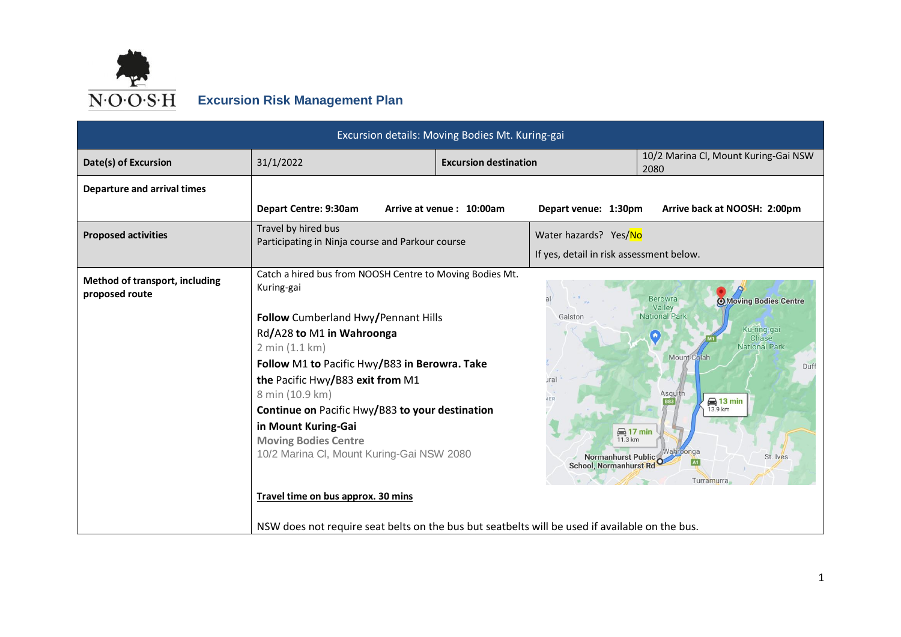N·O·O·S·H

# Excursion Risk Management Plan

| Excursion details: Moving Bodies Mt. Kuring-gai | | | |
|---|---|---|---|
| **Date(s) of Excursion** | 31/1/2022 | **Excursion destination** | 10/2 Marina Cl, Mount Kuring-Gai NSW 2080 |
| **Departure and arrival times** | **Depart Centre: 9:30am** **Arrive at venue : 10:00am** **Depart venue: 1:30pm** **Arrive back at NOOSH: 2:00pm** | | |
| **Proposed activities** | Travel by hired bus<br>Participating in Ninja course and Parkour course | Water hazards? Yes/No<br>If yes, detail in risk assessment below. | |
| **Method of transport, including proposed route** | Catch a hired bus from NOOSH Centre to Moving Bodies Mt. Kuring-gai<br><br>**Follow** Cumberland Hwy/Pennant Hills Rd/A28 **to** M1 **in Wahroonga**<br>2 min (1.1 km)<br>**Follow** M1 **to** Pacific Hwy/B83 **in Berowra. Take the** Pacific Hwy/B83 **exit from** M1<br>8 min (10.9 km)<br>**Continue on** Pacific Hwy/B83 **to your destination in Mount Kuring-Gai**<br>**Moving Bodies Centre**<br>10/2 Marina Cl, Mount Kuring-Gai NSW 2080<br><br>**Travel time on bus approx. 30 mins**<br><br>NSW does not require seat belts on the bus but seatbelts will be used if available on the bus. | | |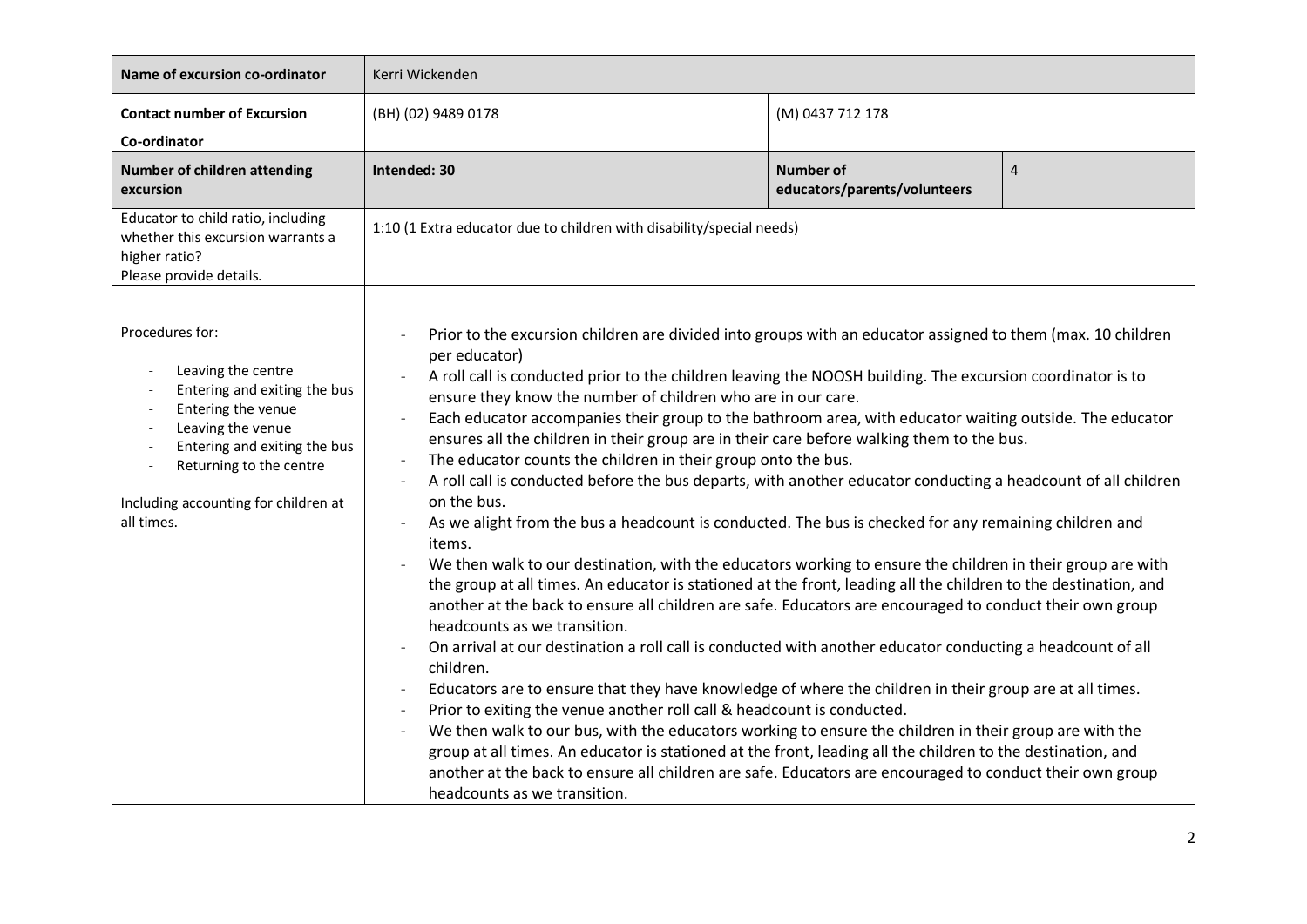| **Name of excursion co-ordinator** | Kerri Wickenden | | |
|---|---|---|---|
| **Contact number of Excursion Co-ordinator** | (BH) (02) 9489 0178 | (M) 0437 712 178 | |
| **Number of children attending excursion** | **Intended: 30** | **Number of educators/parents/volunteers** | 4 |
| Educator to child ratio, including whether this excursion warrants a higher ratio? Please provide details. | 1:10 (1 Extra educator due to children with disability/special needs) | | |
| Procedures for:<br>- Leaving the centre<br>- Entering and exiting the bus<br>- Entering the venue<br>- Leaving the venue<br>- Entering and exiting the bus<br>- Returning to the centre<br><br>Including accounting for children at all times. | - Prior to the excursion children are divided into groups with an educator assigned to them (max. 10 children per educator)<br>- A roll call is conducted prior to the children leaving the NOOSH building. The excursion coordinator is to ensure they know the number of children who are in our care.<br>- Each educator accompanies their group to the bathroom area, with educator waiting outside. The educator ensures all the children in their group are in their care before walking them to the bus.<br>- The educator counts the children in their group onto the bus.<br>- A roll call is conducted before the bus departs, with another educator conducting a headcount of all children on the bus.<br>- As we alight from the bus a headcount is conducted. The bus is checked for any remaining children and items.<br>- We then walk to our destination, with the educators working to ensure the children in their group are with the group at all times. An educator is stationed at the front, leading all the children to the destination, and another at the back to ensure all children are safe. Educators are encouraged to conduct their own group headcounts as we transition.<br>- On arrival at our destination a roll call is conducted with another educator conducting a headcount of all children.<br>- Educators are to ensure that they have knowledge of where the children in their group are at all times.<br>- Prior to exiting the venue another roll call & headcount is conducted.<br>- We then walk to our bus, with the educators working to ensure the children in their group are with the group at all times. An educator is stationed at the front, leading all the children to the destination, and another at the back to ensure all children are safe. Educators are encouraged to conduct their own group headcounts as we transition. | | |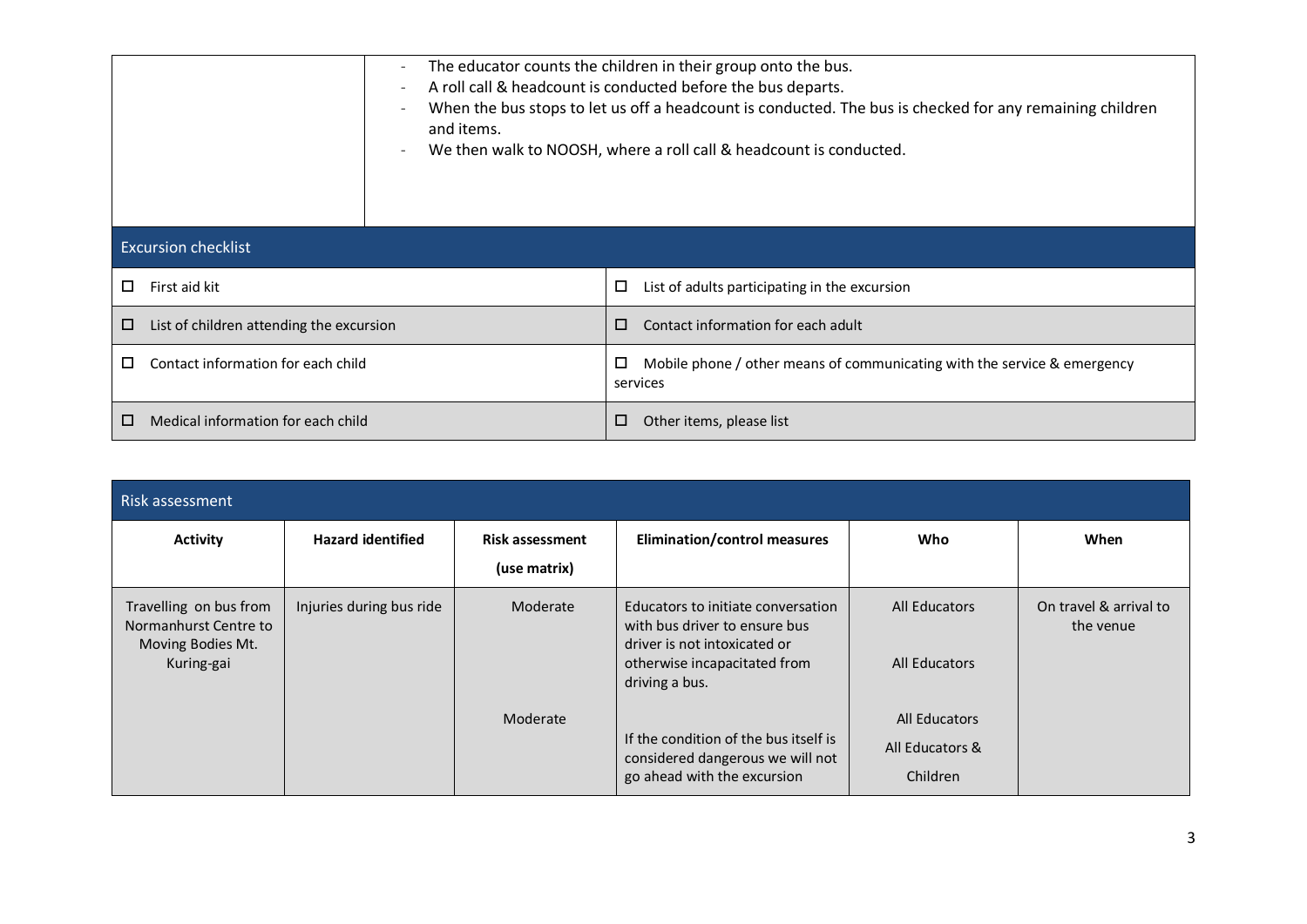| | |
|---|---|
| | - The educator counts the children in their group onto the bus.<br>- A roll call & headcount is conducted before the bus departs.<br>- When the bus stops to let us off a headcount is conducted. The bus is checked for any remaining children and items.<br>- We then walk to NOOSH, where a roll call & headcount is conducted. |

## Excursion checklist

| | |
|---|---|
| ☐ First aid kit | ☐ List of adults participating in the excursion |
| ☐ List of children attending the excursion | ☐ Contact information for each adult |
| ☐ Contact information for each child | ☐ Mobile phone / other means of communicating with the service & emergency services |
| ☐ Medical information for each child | ☐ Other items, please list |

## Risk assessment

| Activity | Hazard identified | Risk assessment (use matrix) | Elimination/control measures | Who | When |
|---|---|---|---|---|---|
| Travelling on bus from Normanhurst Centre to Moving Bodies Mt. Kuring-gai | Injuries during bus ride | Moderate<br><br>Moderate | Educators to initiate conversation with bus driver to ensure bus driver is not intoxicated or otherwise incapacitated from driving a bus.<br><br>If the condition of the bus itself is considered dangerous we will not go ahead with the excursion | All Educators<br><br>All Educators<br><br>All Educators<br>All Educators & Children | On travel & arrival to the venue |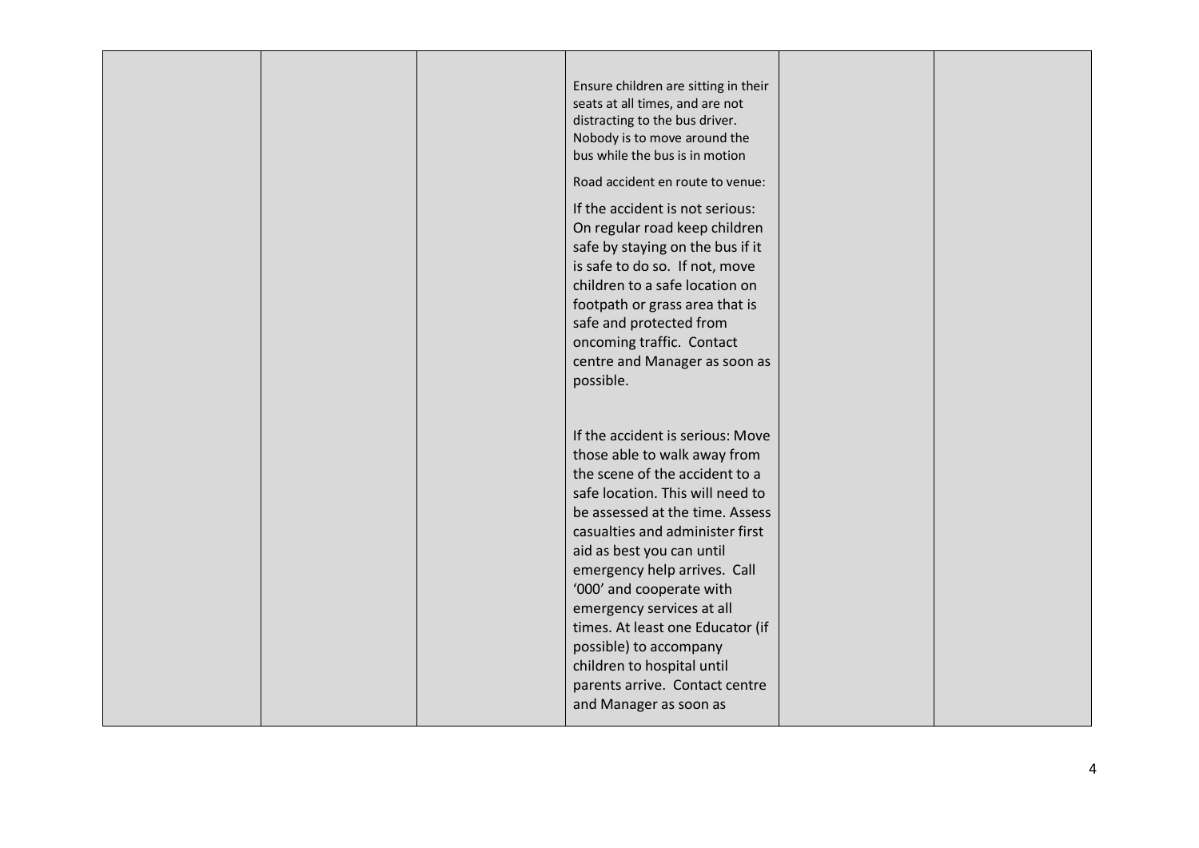| | | | Ensure children are sitting in their seats at all times, and are not distracting to the bus driver. Nobody is to move around the bus while the bus is in motion<br><br>Road accident en route to venue:<br><br>If the accident is not serious: On regular road keep children safe by staying on the bus if it is safe to do so. If not, move children to a safe location on footpath or grass area that is safe and protected from oncoming traffic. Contact centre and Manager as soon as possible.<br><br>If the accident is serious: Move those able to walk away from the scene of the accident to a safe location. This will need to be assessed at the time. Assess casualties and administer first aid as best you can until emergency help arrives. Call '000' and cooperate with emergency services at all times. At least one Educator (if possible) to accompany children to hospital until parents arrive. Contact centre and Manager as soon as | | |
|---|---|---|---|---|---|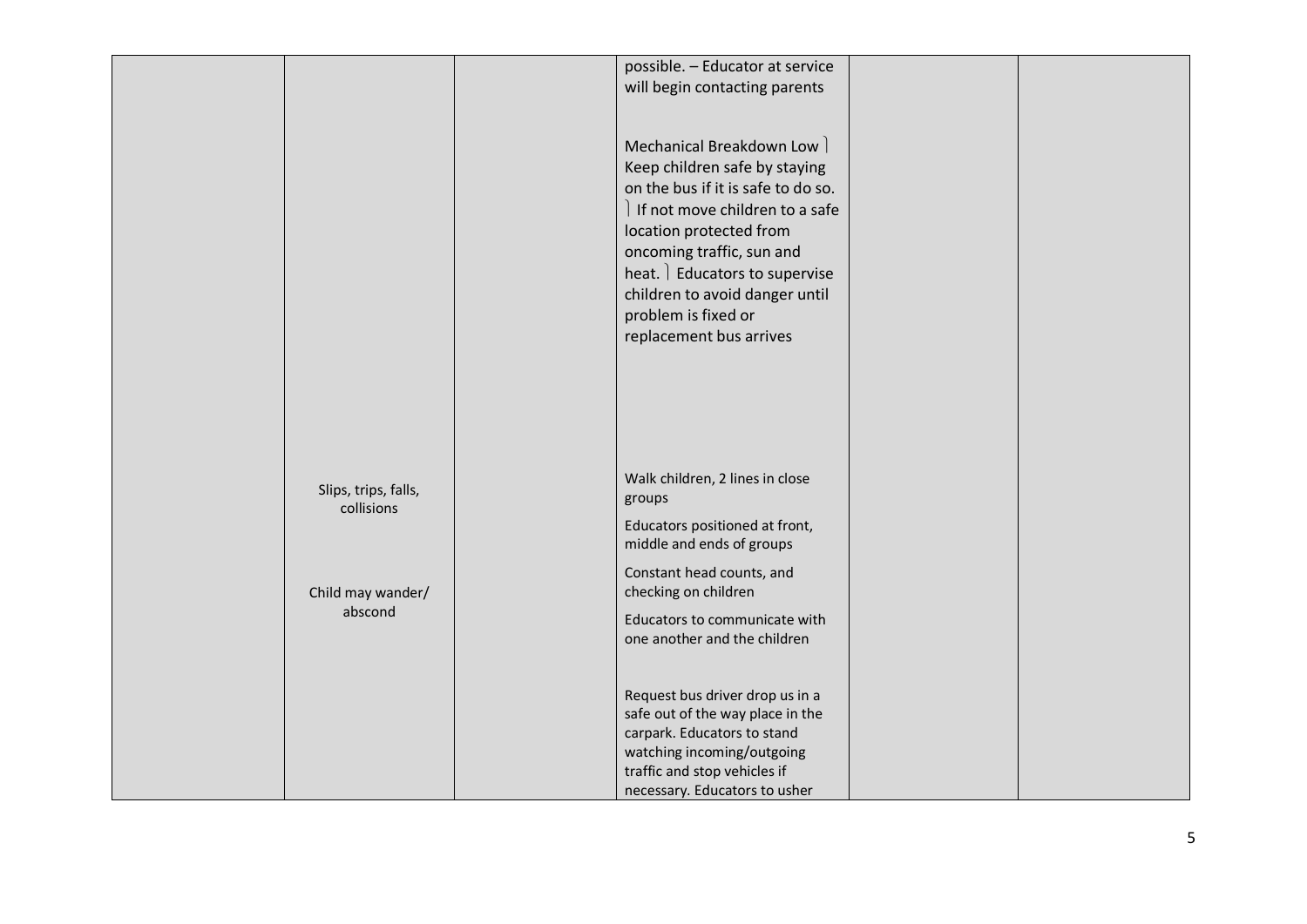| | | | | | |
|---|---|---|---|---|---|
| | | | possible. – Educator at service will begin contacting parents<br><br>Mechanical Breakdown Low  Keep children safe by staying on the bus if it is safe to do so.  If not move children to a safe location protected from oncoming traffic, sun and heat.  Educators to supervise children to avoid danger until problem is fixed or replacement bus arrives | | |
| | Slips, trips, falls, collisions<br><br>Child may wander/ abscond | | Walk children, 2 lines in close groups<br><br>Educators positioned at front, middle and ends of groups<br><br>Constant head counts, and checking on children<br><br>Educators to communicate with one another and the children<br><br>Request bus driver drop us in a safe out of the way place in the carpark. Educators to stand watching incoming/outgoing traffic and stop vehicles if necessary. Educators to usher | | |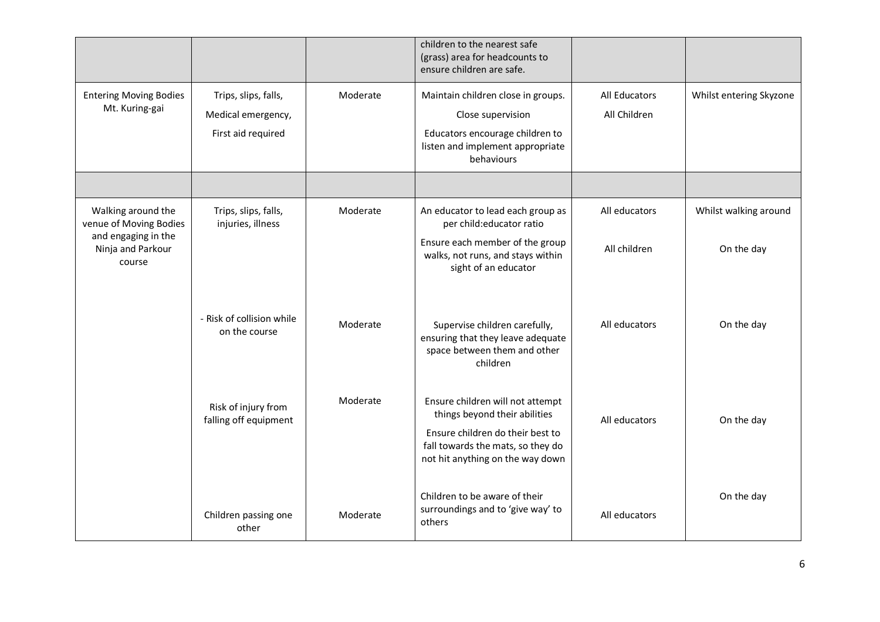|  |  |  | children to the nearest safe (grass) area for headcounts to ensure children are safe. |  |  |
|---|---|---|---|---|---|
| Entering Moving Bodies Mt. Kuring-gai | Trips, slips, falls,<br>Medical emergency,<br>First aid required | Moderate | Maintain children close in groups.<br>Close supervision<br>Educators encourage children to listen and implement appropriate behaviours | All Educators<br>All Children | Whilst entering Skyzone |
|  |  |  |  |  |  |
| Walking around the venue of Moving Bodies and engaging in the Ninja and Parkour course | Trips, slips, falls, injuries, illness | Moderate | An educator to lead each group as per child:educator ratio<br>Ensure each member of the group walks, not runs, and stays within sight of an educator | All educators<br>All children | Whilst walking around<br>On the day |
|  | - Risk of collision while on the course | Moderate | Supervise children carefully, ensuring that they leave adequate space between them and other children | All educators | On the day |
|  | Risk of injury from falling off equipment | Moderate | Ensure children will not attempt things beyond their abilities<br>Ensure children do their best to fall towards the mats, so they do not hit anything on the way down | All educators | On the day |
|  | Children passing one other | Moderate | Children to be aware of their surroundings and to 'give way' to others | All educators | On the day |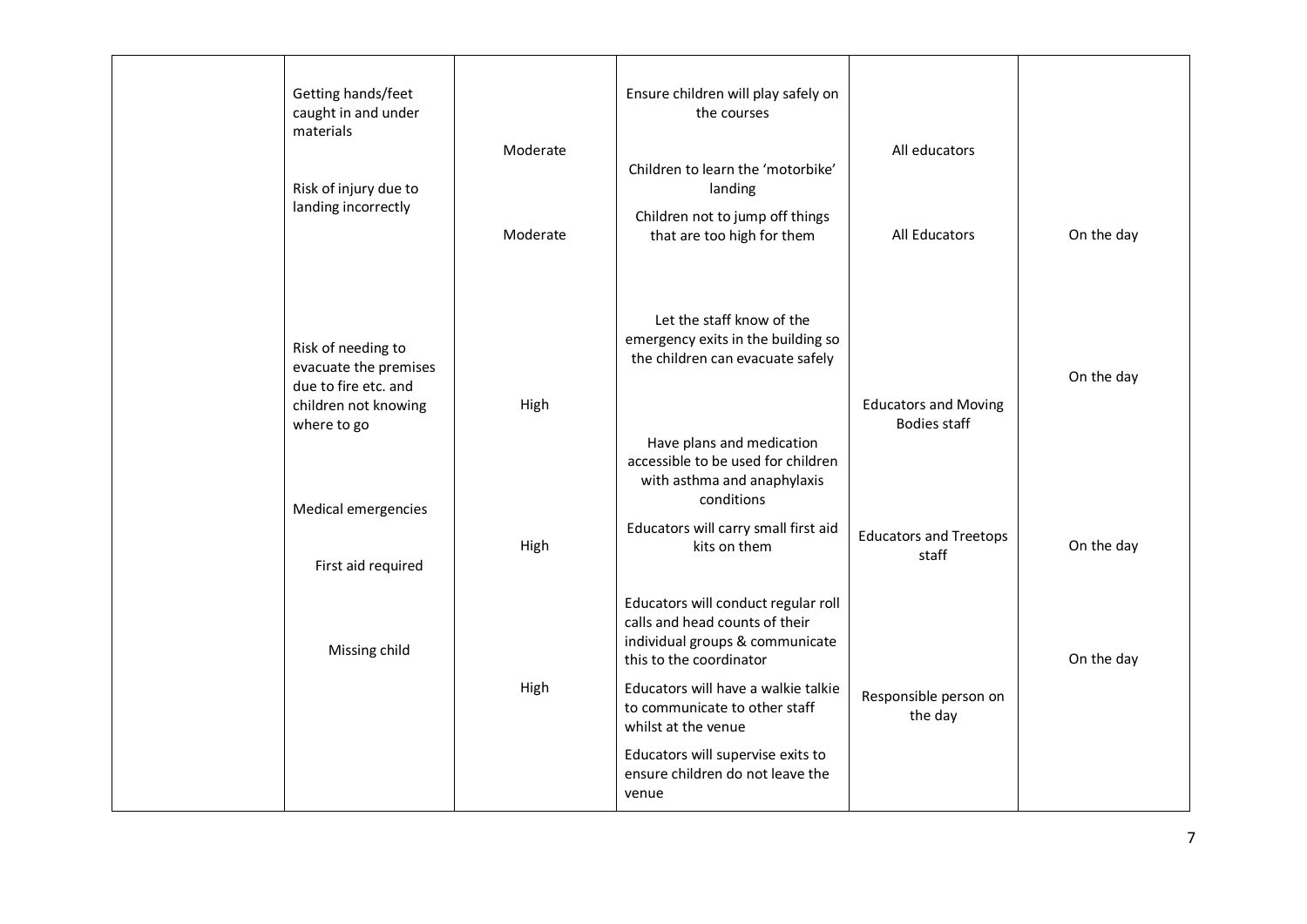|  |  |  |  |  |  |
| --- | --- | --- | --- | --- | --- |
|  | Getting hands/feet caught in and under materials | Moderate | Ensure children will play safely on the courses | All educators |  |
|  | Risk of injury due to landing incorrectly | Moderate | Children to learn the 'motorbike' landing<br><br>Children not to jump off things that are too high for them | All Educators | On the day |
|  | Risk of needing to evacuate the premises due to fire etc. and children not knowing where to go | High | Let the staff know of the emergency exits in the building so the children can evacuate safely | Educators and Moving Bodies staff | On the day |
|  | Medical emergencies<br><br>First aid required | High | Have plans and medication accessible to be used for children with asthma and anaphylaxis conditions<br><br>Educators will carry small first aid kits on them | Educators and Treetops staff | On the day |
|  | Missing child | High | Educators will conduct regular roll calls and head counts of their individual groups & communicate this to the coordinator<br><br>Educators will have a walkie talkie to communicate to other staff whilst at the venue<br><br>Educators will supervise exits to ensure children do not leave the venue | Responsible person on the day | On the day |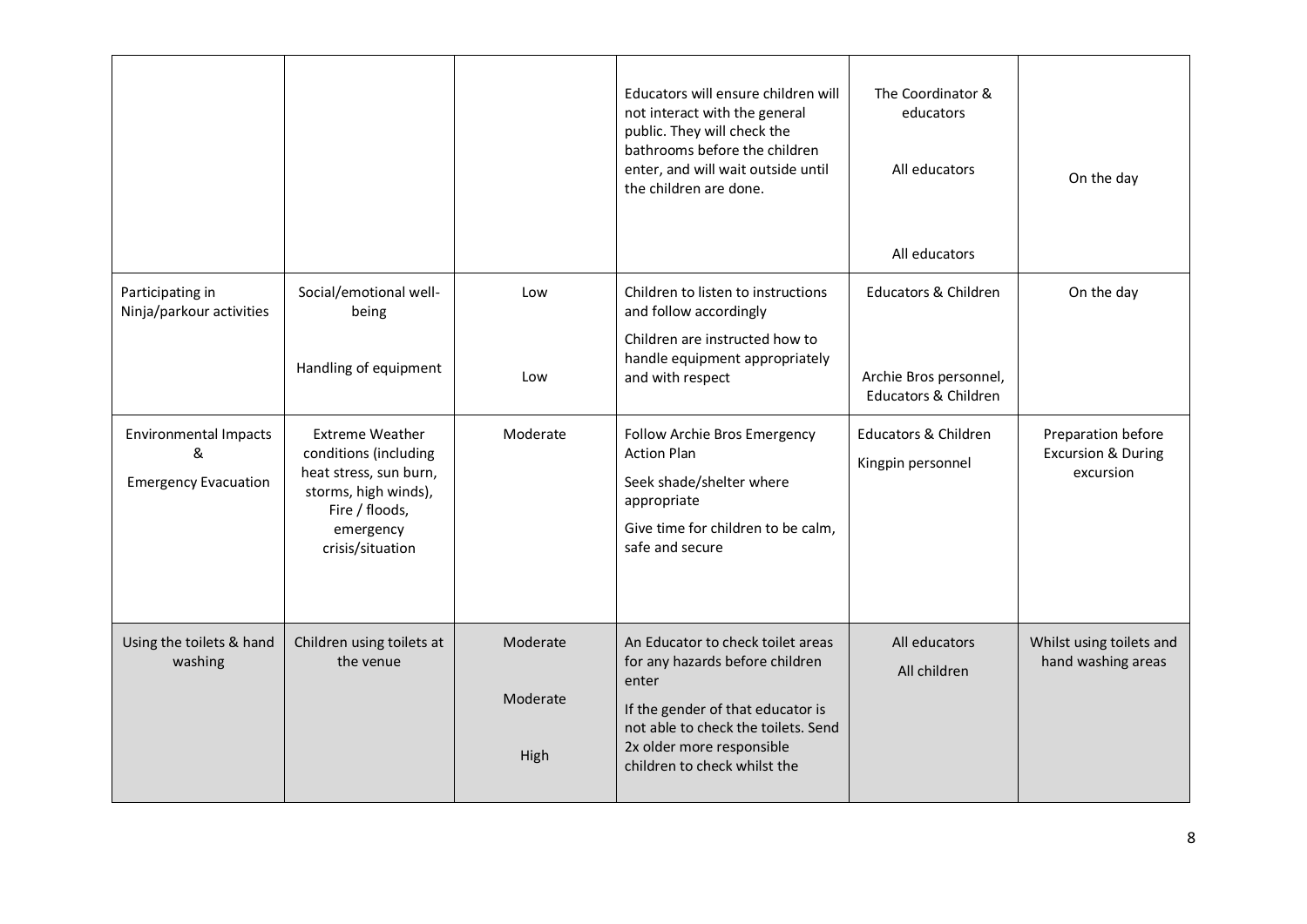| | | | | | |
|---|---|---|---|---|---|
| | | | Educators will ensure children will not interact with the general public. They will check the bathrooms before the children enter, and will wait outside until the children are done. | The Coordinator & educators<br><br>All educators<br><br>All educators | On the day |
| Participating in Ninja/parkour activities | Social/emotional well-being<br><br>Handling of equipment | Low<br><br>Low | Children to listen to instructions and follow accordingly<br><br>Children are instructed how to handle equipment appropriately and with respect | Educators & Children<br><br>Archie Bros personnel, Educators & Children | On the day |
| Environmental Impacts & Emergency Evacuation | Extreme Weather conditions (including heat stress, sun burn, storms, high winds), Fire / floods, emergency crisis/situation | Moderate | Follow Archie Bros Emergency Action Plan<br><br>Seek shade/shelter where appropriate<br><br>Give time for children to be calm, safe and secure | Educators & Children<br><br>Kingpin personnel | Preparation before Excursion & During excursion |
| Using the toilets & hand washing | Children using toilets at the venue | Moderate<br><br>Moderate<br><br>High | An Educator to check toilet areas for any hazards before children enter<br><br>If the gender of that educator is not able to check the toilets. Send 2x older more responsible children to check whilst the | All educators<br><br>All children | Whilst using toilets and hand washing areas |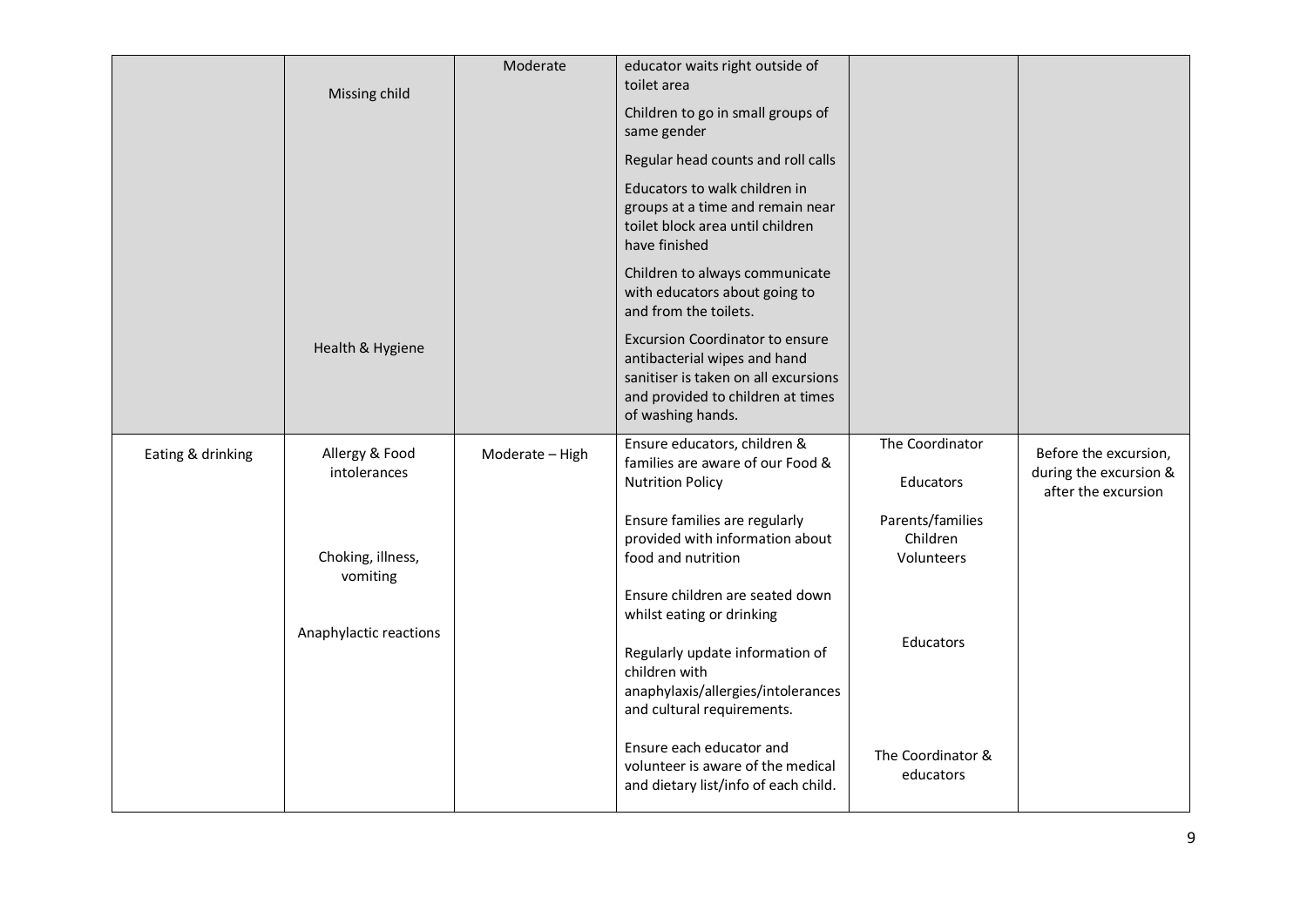| | | | | | |
|---|---|---|---|---|---|
| | Missing child | Moderate | educator waits right outside of toilet area<br>Children to go in small groups of same gender<br>Regular head counts and roll calls<br>Educators to walk children in groups at a time and remain near toilet block area until children have finished<br>Children to always communicate with educators about going to and from the toilets. | | |
| | Health & Hygiene | | Excursion Coordinator to ensure antibacterial wipes and hand sanitiser is taken on all excursions and provided to children at times of washing hands. | | |
| Eating & drinking | Allergy & Food intolerances<br><br>Choking, illness, vomiting<br><br>Anaphylactic reactions | Moderate – High | Ensure educators, children & families are aware of our Food & Nutrition Policy<br><br>Ensure families are regularly provided with information about food and nutrition<br><br>Ensure children are seated down whilst eating or drinking<br><br>Regularly update information of children with anaphylaxis/allergies/intolerances and cultural requirements.<br><br>Ensure each educator and volunteer is aware of the medical and dietary list/info of each child. | The Coordinator<br><br>Educators<br><br>Parents/families<br>Children<br>Volunteers<br><br>Educators<br><br>The Coordinator & educators | Before the excursion, during the excursion & after the excursion |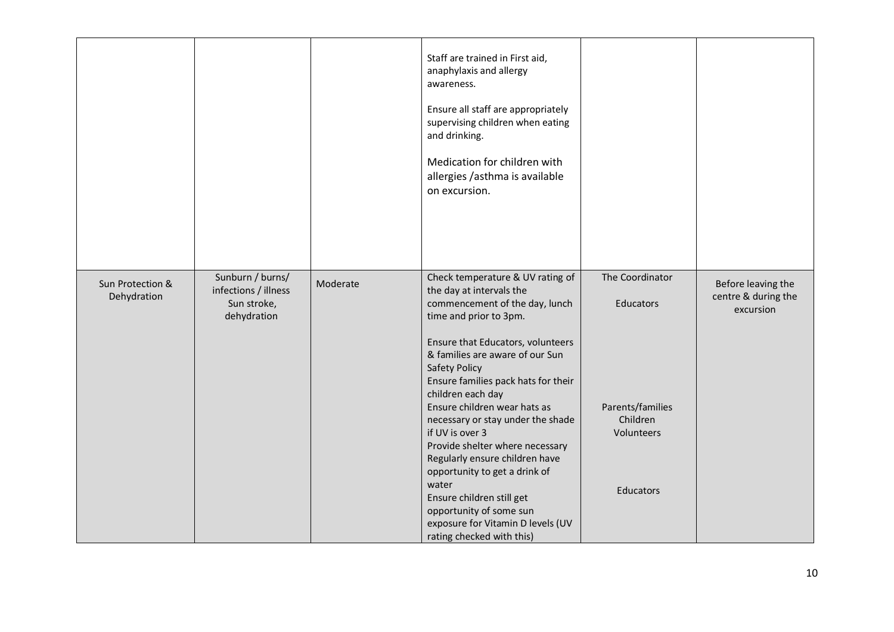| | | | | | |
|---|---|---|---|---|---|
| | | | Staff are trained in First aid, anaphylaxis and allergy awareness.<br><br>Ensure all staff are appropriately supervising children when eating and drinking.<br><br>Medication for children with allergies /asthma is available on excursion. | | |
| Sun Protection & Dehydration | Sunburn / burns/ infections / illness Sun stroke, dehydration | Moderate | Check temperature & UV rating of the day at intervals the commencement of the day, lunch time and prior to 3pm.<br><br>Ensure that Educators, volunteers & families are aware of our Sun Safety Policy<br>Ensure families pack hats for their children each day<br>Ensure children wear hats as necessary or stay under the shade if UV is over 3<br>Provide shelter where necessary<br>Regularly ensure children have opportunity to get a drink of water<br>Ensure children still get opportunity of some sun exposure for Vitamin D levels (UV rating checked with this) | The Coordinator<br><br>Educators<br><br>Parents/families<br>Children<br>Volunteers<br><br>Educators | Before leaving the centre & during the excursion |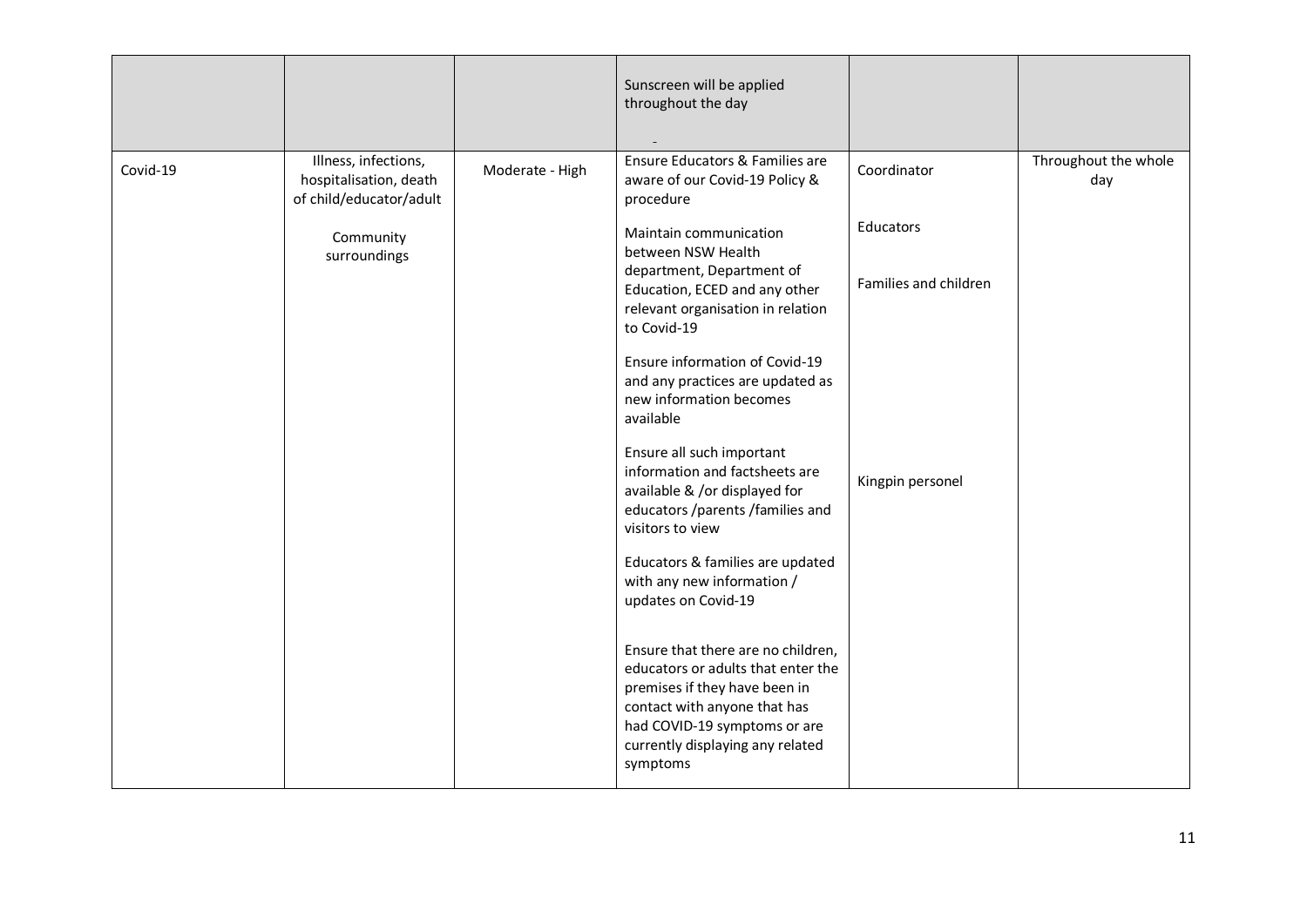| | | | | | |
|---|---|---|---|---|---|
| | | | Sunscreen will be applied throughout the day<br><br>- | | |
| Covid-19 | Illness, infections, hospitalisation, death of child/educator/adult<br><br>Community surroundings | Moderate - High | Ensure Educators & Families are aware of our Covid-19 Policy & procedure<br><br>Maintain communication between NSW Health department, Department of Education, ECED and any other relevant organisation in relation to Covid-19<br><br>Ensure information of Covid-19 and any practices are updated as new information becomes available<br><br>Ensure all such important information and factsheets are available & /or displayed for educators /parents /families and visitors to view<br><br>Educators & families are updated with any new information / updates on Covid-19<br><br>Ensure that there are no children, educators or adults that enter the premises if they have been in contact with anyone that has had COVID-19 symptoms or are currently displaying any related symptoms | Coordinator<br><br>Educators<br><br>Families and children<br><br>Kingpin personel | Throughout the whole day |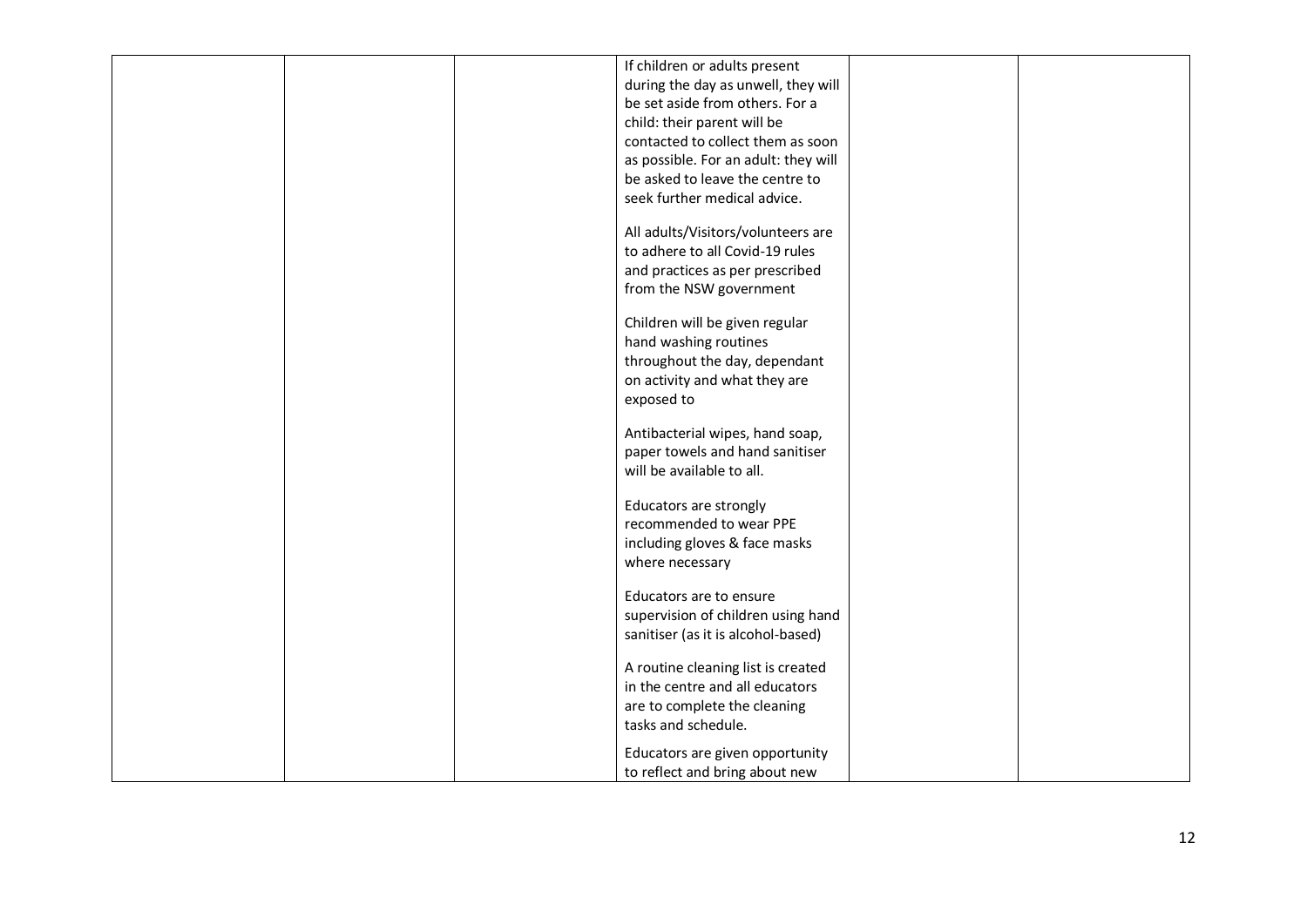|  |  |  |  |  |  |
|---|---|---|---|---|---|
|  |  |  | If children or adults present during the day as unwell, they will be set aside from others. For a child: their parent will be contacted to collect them as soon as possible. For an adult: they will be asked to leave the centre to seek further medical advice.<br><br>All adults/Visitors/volunteers are to adhere to all Covid-19 rules and practices as per prescribed from the NSW government<br><br>Children will be given regular hand washing routines throughout the day, dependant on activity and what they are exposed to<br><br>Antibacterial wipes, hand soap, paper towels and hand sanitiser will be available to all.<br><br>Educators are strongly recommended to wear PPE including gloves & face masks where necessary<br><br>Educators are to ensure supervision of children using hand sanitiser (as it is alcohol-based)<br><br>A routine cleaning list is created in the centre and all educators are to complete the cleaning tasks and schedule.<br><br>Educators are given opportunity to reflect and bring about new |  |  |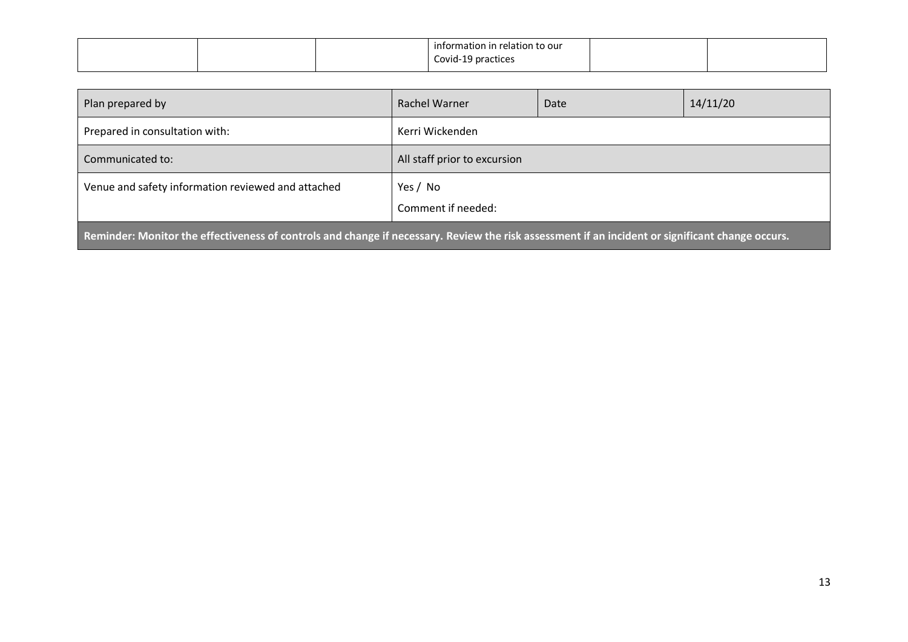| | | | information in relation to our Covid-19 practices | | |
|---|---|---|---|---|---|

| Plan prepared by | Rachel Warner | Date | 14/11/20 |
|---|---|---|---|
| Prepared in consultation with: | Kerri Wickenden | | |
| Communicated to: | All staff prior to excursion | | |
| Venue and safety information reviewed and attached | Yes / No<br>Comment if needed: | | |

**Reminder: Monitor the effectiveness of controls and change if necessary. Review the risk assessment if an incident or significant change occurs.**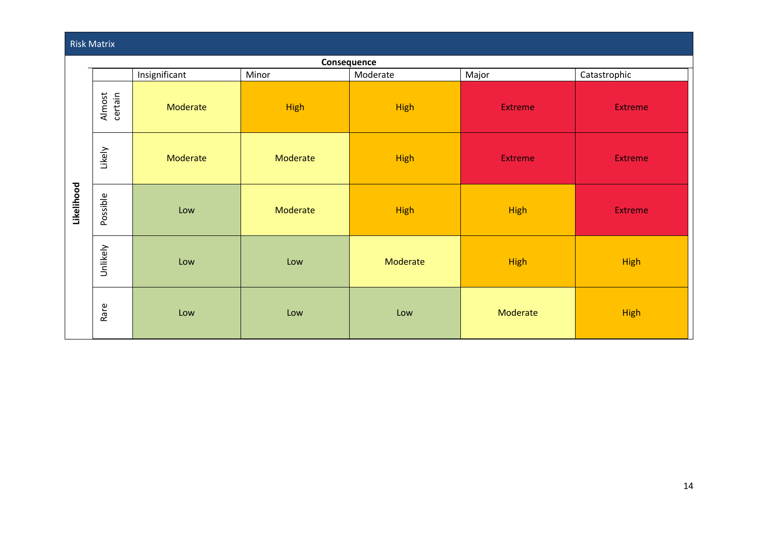## Risk Matrix

| Likelihood | Consequence: Insignificant | Minor | Moderate | Major | Catastrophic |
|---|---|---|---|---|---|
| Almost certain | Moderate | High | High | Extreme | Extreme |
| Likely | Moderate | Moderate | High | Extreme | Extreme |
| Possible | Low | Moderate | High | High | Extreme |
| Unlikely | Low | Low | Moderate | High | High |
| Rare | Low | Low | Low | Moderate | High |